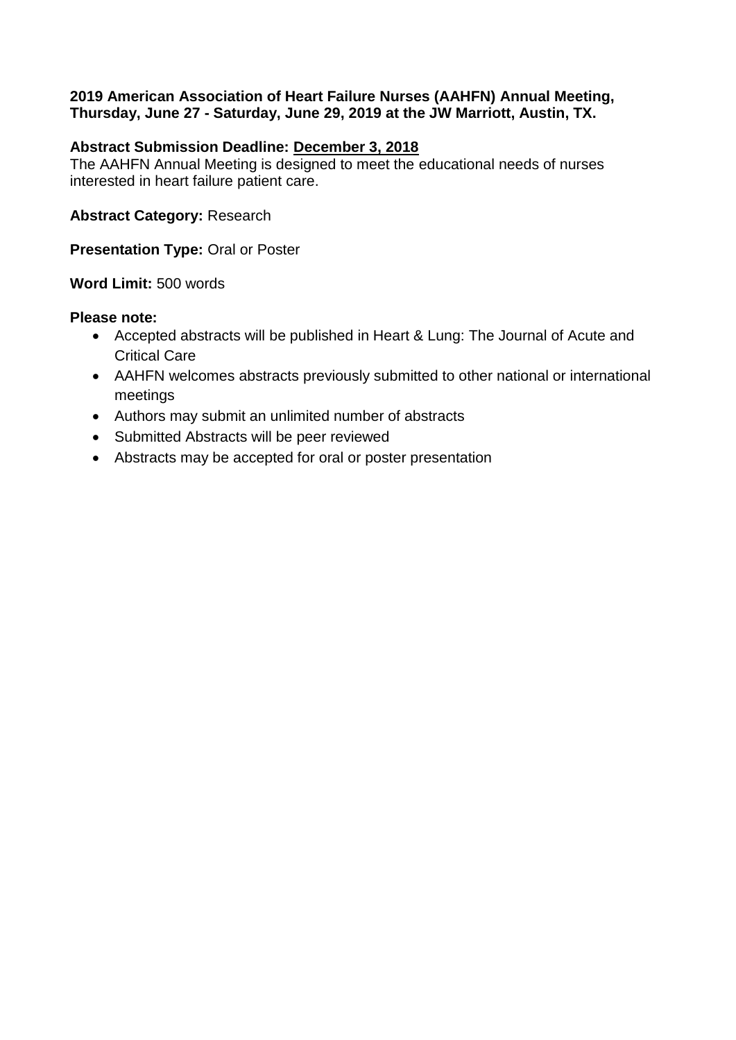**2019 American Association of Heart Failure Nurses (AAHFN) Annual Meeting, Thursday, June 27 - Saturday, June 29, 2019 at the JW Marriott, Austin, TX.**

**Abstract Submission Deadline: December 3, 2018**
The AAHFN Annual Meeting is designed to meet the educational needs of nurses interested in heart failure patient care.

**Abstract Category:** Research

**Presentation Type:** Oral or Poster

**Word Limit:** 500 words

**Please note:**

- Accepted abstracts will be published in Heart & Lung: The Journal of Acute and Critical Care
- AAHFN welcomes abstracts previously submitted to other national or international meetings
- Authors may submit an unlimited number of abstracts
- Submitted Abstracts will be peer reviewed
- Abstracts may be accepted for oral or poster presentation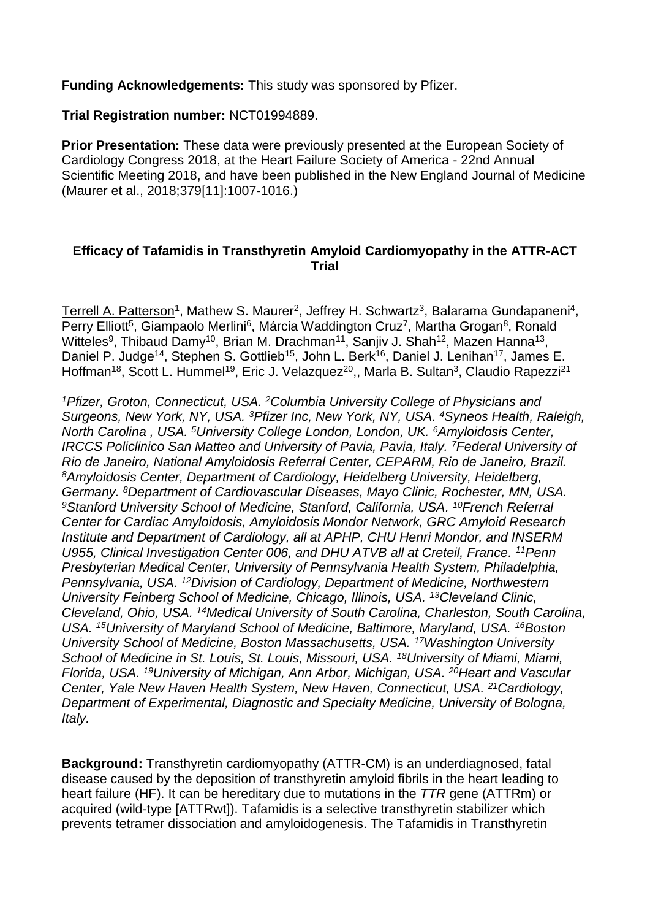**Funding Acknowledgements:** This study was sponsored by Pfizer.

**Trial Registration number:** NCT01994889.

**Prior Presentation:** These data were previously presented at the European Society of Cardiology Congress 2018, at the Heart Failure Society of America - 22nd Annual Scientific Meeting 2018, and have been published in the New England Journal of Medicine (Maurer et al., 2018;379[11]:1007-1016.)

## Efficacy of Tafamidis in Transthyretin Amyloid Cardiomyopathy in the ATTR-ACT Trial

Terrell A. Patterson[1], Mathew S. Maurer[2], Jeffrey H. Schwartz[3], Balarama Gundapaneni[4], Perry Elliott[5], Giampaolo Merlini[6], Márcia Waddington Cruz[7], Martha Grogan[8], Ronald Witteles[9], Thibaud Damy[10], Brian M. Drachman[11], Sanjiv J. Shah[12], Mazen Hanna[13], Daniel P. Judge[14], Stephen S. Gottlieb[15], John L. Berk[16], Daniel J. Lenihan[17], James E. Hoffman[18], Scott L. Hummel[19], Eric J. Velazquez[20],, Marla B. Sultan[3], Claudio Rapezzi[21]

*[1]Pfizer, Groton, Connecticut, USA. [2]Columbia University College of Physicians and Surgeons, New York, NY, USA. [3]Pfizer Inc, New York, NY, USA. [4]Syneos Health, Raleigh, North Carolina , USA. [5]University College London, London, UK. [6]Amyloidosis Center, IRCCS Policlinico San Matteo and University of Pavia, Pavia, Italy. [7]Federal University of Rio de Janeiro, National Amyloidosis Referral Center, CEPARM, Rio de Janeiro, Brazil. [8]Amyloidosis Center, Department of Cardiology, Heidelberg University, Heidelberg, Germany. [8]Department of Cardiovascular Diseases, Mayo Clinic, Rochester, MN, USA. [9]Stanford University School of Medicine, Stanford, California, USA. [10]French Referral Center for Cardiac Amyloidosis, Amyloidosis Mondor Network, GRC Amyloid Research Institute and Department of Cardiology, all at APHP, CHU Henri Mondor, and INSERM U955, Clinical Investigation Center 006, and DHU ATVB all at Creteil, France. [11]Penn Presbyterian Medical Center, University of Pennsylvania Health System, Philadelphia, Pennsylvania, USA. [12]Division of Cardiology, Department of Medicine, Northwestern University Feinberg School of Medicine, Chicago, Illinois, USA. [13]Cleveland Clinic, Cleveland, Ohio, USA. [14]Medical University of South Carolina, Charleston, South Carolina, USA. [15]University of Maryland School of Medicine, Baltimore, Maryland, USA. [16]Boston University School of Medicine, Boston Massachusetts, USA. [17]Washington University School of Medicine in St. Louis, St. Louis, Missouri, USA. [18]University of Miami, Miami, Florida, USA. [19]University of Michigan, Ann Arbor, Michigan, USA. [20]Heart and Vascular Center, Yale New Haven Health System, New Haven, Connecticut, USA. [21]Cardiology, Department of Experimental, Diagnostic and Specialty Medicine, University of Bologna, Italy.*

**Background:** Transthyretin cardiomyopathy (ATTR-CM) is an underdiagnosed, fatal disease caused by the deposition of transthyretin amyloid fibrils in the heart leading to heart failure (HF). It can be hereditary due to mutations in the *TTR* gene (ATTRm) or acquired (wild-type [ATTRwt]). Tafamidis is a selective transthyretin stabilizer which prevents tetramer dissociation and amyloidogenesis. The Tafamidis in Transthyretin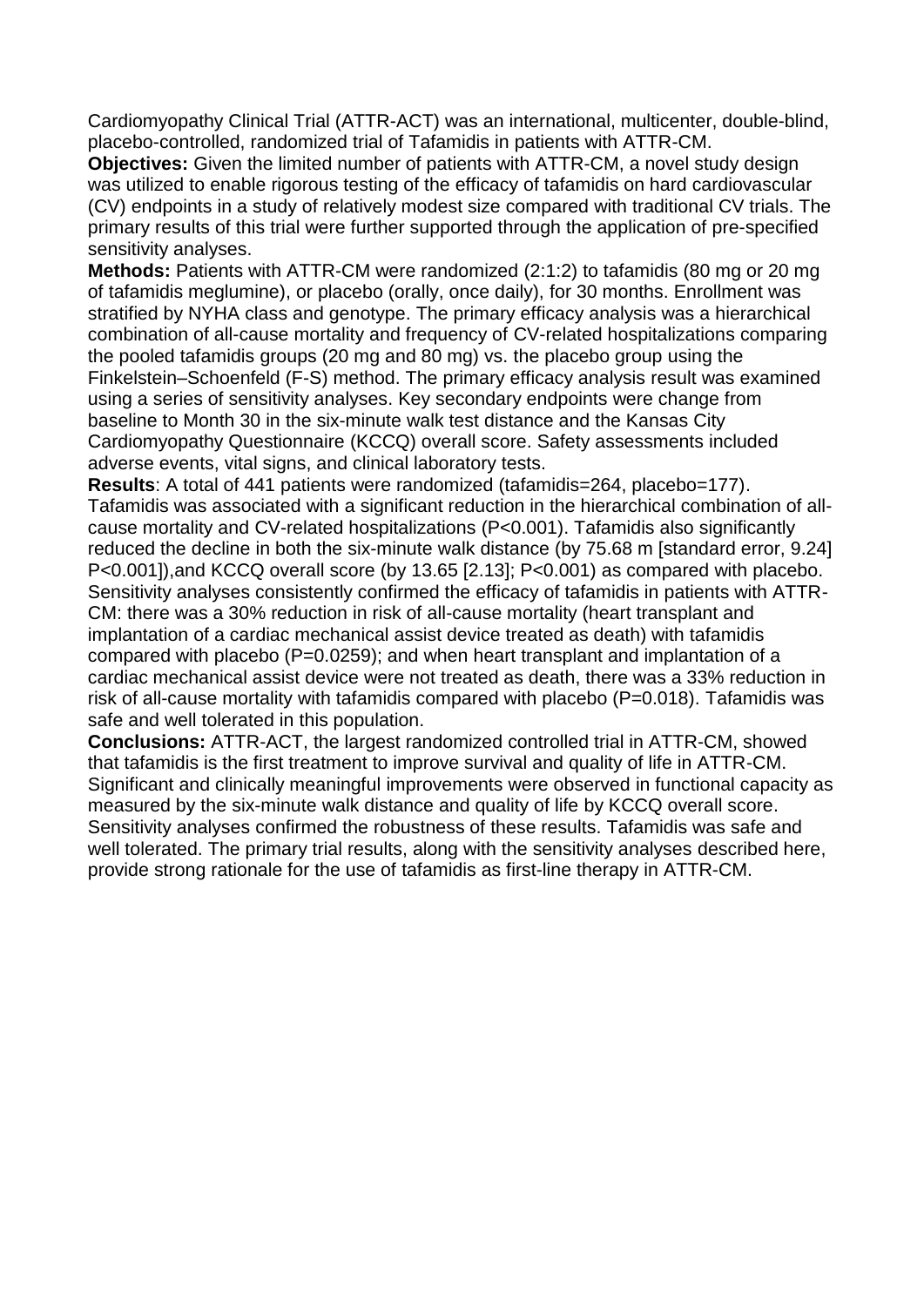Cardiomyopathy Clinical Trial (ATTR-ACT) was an international, multicenter, double-blind, placebo-controlled, randomized trial of Tafamidis in patients with ATTR-CM.

**Objectives:** Given the limited number of patients with ATTR-CM, a novel study design was utilized to enable rigorous testing of the efficacy of tafamidis on hard cardiovascular (CV) endpoints in a study of relatively modest size compared with traditional CV trials. The primary results of this trial were further supported through the application of pre-specified sensitivity analyses.

**Methods:** Patients with ATTR-CM were randomized (2:1:2) to tafamidis (80 mg or 20 mg of tafamidis meglumine), or placebo (orally, once daily), for 30 months. Enrollment was stratified by NYHA class and genotype. The primary efficacy analysis was a hierarchical combination of all-cause mortality and frequency of CV-related hospitalizations comparing the pooled tafamidis groups (20 mg and 80 mg) vs. the placebo group using the Finkelstein–Schoenfeld (F-S) method. The primary efficacy analysis result was examined using a series of sensitivity analyses. Key secondary endpoints were change from baseline to Month 30 in the six-minute walk test distance and the Kansas City Cardiomyopathy Questionnaire (KCCQ) overall score. Safety assessments included adverse events, vital signs, and clinical laboratory tests.

**Results**: A total of 441 patients were randomized (tafamidis=264, placebo=177). Tafamidis was associated with a significant reduction in the hierarchical combination of all-cause mortality and CV-related hospitalizations (P<0.001). Tafamidis also significantly reduced the decline in both the six-minute walk distance (by 75.68 m [standard error, 9.24] P<0.001]),and KCCQ overall score (by 13.65 [2.13]; P<0.001) as compared with placebo. Sensitivity analyses consistently confirmed the efficacy of tafamidis in patients with ATTR-CM: there was a 30% reduction in risk of all-cause mortality (heart transplant and implantation of a cardiac mechanical assist device treated as death) with tafamidis compared with placebo (P=0.0259); and when heart transplant and implantation of a cardiac mechanical assist device were not treated as death, there was a 33% reduction in risk of all-cause mortality with tafamidis compared with placebo (P=0.018). Tafamidis was safe and well tolerated in this population.

**Conclusions:** ATTR-ACT, the largest randomized controlled trial in ATTR-CM, showed that tafamidis is the first treatment to improve survival and quality of life in ATTR-CM. Significant and clinically meaningful improvements were observed in functional capacity as measured by the six-minute walk distance and quality of life by KCCQ overall score. Sensitivity analyses confirmed the robustness of these results. Tafamidis was safe and well tolerated. The primary trial results, along with the sensitivity analyses described here, provide strong rationale for the use of tafamidis as first-line therapy in ATTR-CM.